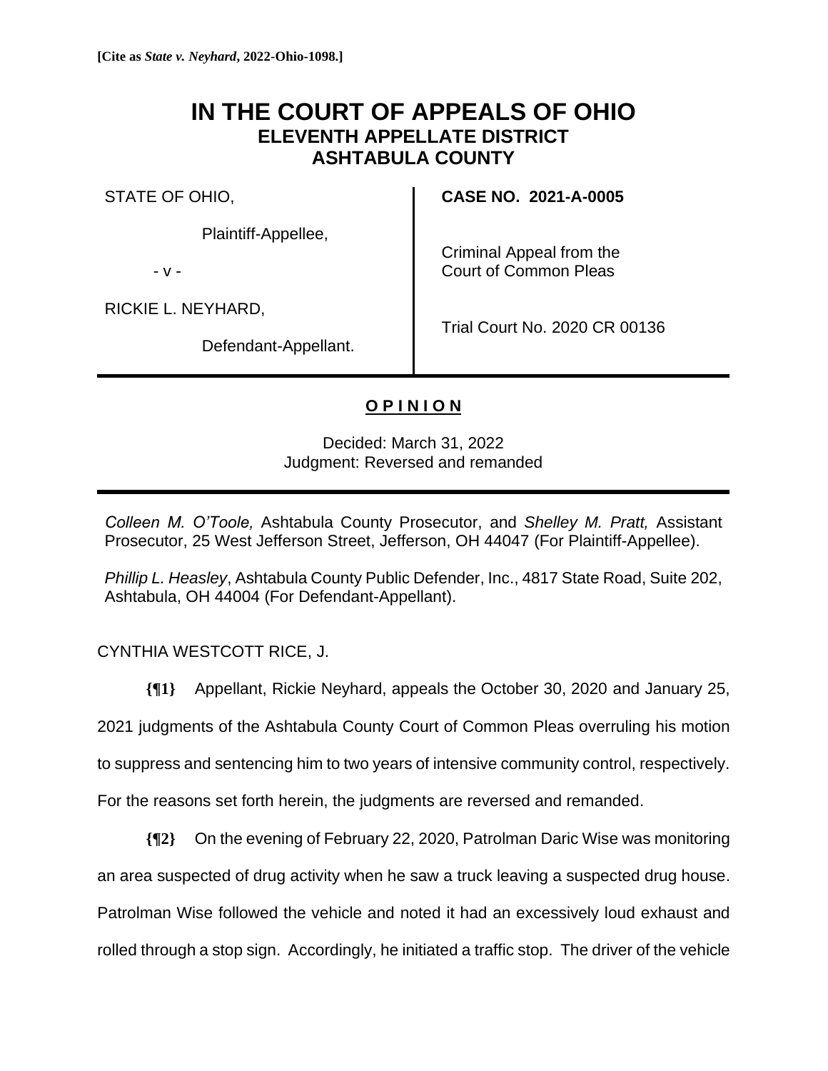**[Cite as *State v. Neyhard*, 2022-Ohio-1098.]**

# IN THE COURT OF APPEALS OF OHIO
## ELEVENTH APPELLATE DISTRICT
## ASHTABULA COUNTY

| | |
|---|---|
| STATE OF OHIO,<br><br>Plaintiff-Appellee,<br><br>- v -<br><br>RICKIE L. NEYHARD,<br><br>Defendant-Appellant. | **CASE NO. 2021-A-0005**<br><br>Criminal Appeal from the Court of Common Pleas<br><br>Trial Court No. 2020 CR 00136 |

**O P I N I O N**

Decided: March 31, 2022
Judgment: Reversed and remanded

*Colleen M. O'Toole,* Ashtabula County Prosecutor, and *Shelley M. Pratt,* Assistant Prosecutor, 25 West Jefferson Street, Jefferson, OH 44047 (For Plaintiff-Appellee).

*Phillip L. Heasley*, Ashtabula County Public Defender, Inc., 4817 State Road, Suite 202, Ashtabula, OH 44004 (For Defendant-Appellant).

CYNTHIA WESTCOTT RICE, J.

**{¶1}** Appellant, Rickie Neyhard, appeals the October 30, 2020 and January 25, 2021 judgments of the Ashtabula County Court of Common Pleas overruling his motion to suppress and sentencing him to two years of intensive community control, respectively. For the reasons set forth herein, the judgments are reversed and remanded.

**{¶2}** On the evening of February 22, 2020, Patrolman Daric Wise was monitoring an area suspected of drug activity when he saw a truck leaving a suspected drug house. Patrolman Wise followed the vehicle and noted it had an excessively loud exhaust and rolled through a stop sign. Accordingly, he initiated a traffic stop. The driver of the vehicle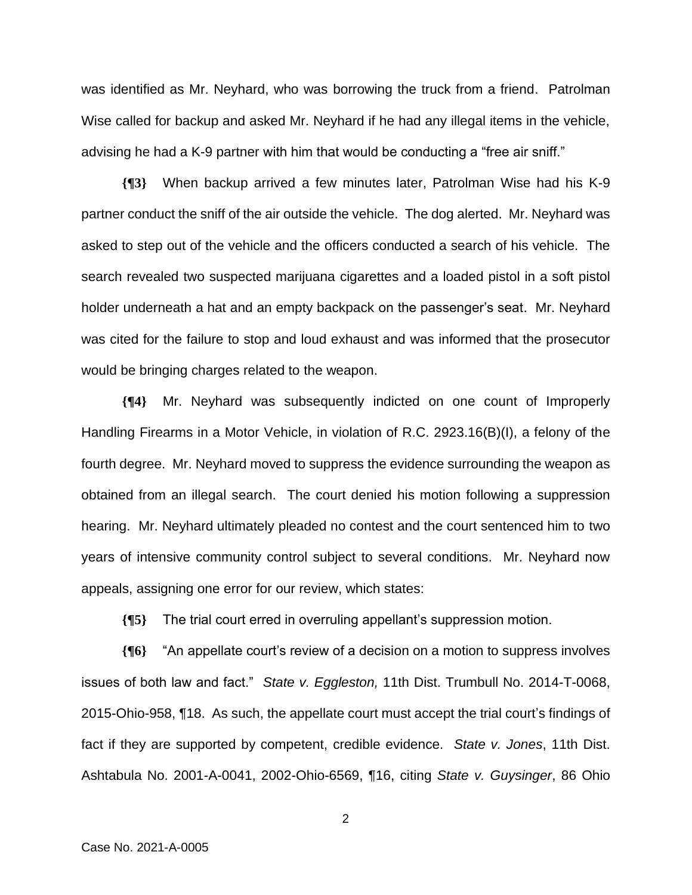was identified as Mr. Neyhard, who was borrowing the truck from a friend. Patrolman Wise called for backup and asked Mr. Neyhard if he had any illegal items in the vehicle, advising he had a K-9 partner with him that would be conducting a "free air sniff."

**{¶3}** When backup arrived a few minutes later, Patrolman Wise had his K-9 partner conduct the sniff of the air outside the vehicle. The dog alerted. Mr. Neyhard was asked to step out of the vehicle and the officers conducted a search of his vehicle. The search revealed two suspected marijuana cigarettes and a loaded pistol in a soft pistol holder underneath a hat and an empty backpack on the passenger's seat. Mr. Neyhard was cited for the failure to stop and loud exhaust and was informed that the prosecutor would be bringing charges related to the weapon.

**{¶4}** Mr. Neyhard was subsequently indicted on one count of Improperly Handling Firearms in a Motor Vehicle, in violation of R.C. 2923.16(B)(I), a felony of the fourth degree. Mr. Neyhard moved to suppress the evidence surrounding the weapon as obtained from an illegal search. The court denied his motion following a suppression hearing. Mr. Neyhard ultimately pleaded no contest and the court sentenced him to two years of intensive community control subject to several conditions. Mr. Neyhard now appeals, assigning one error for our review, which states:

**{¶5}** The trial court erred in overruling appellant's suppression motion.

**{¶6}** "An appellate court's review of a decision on a motion to suppress involves issues of both law and fact." *State v. Eggleston,* 11th Dist. Trumbull No. 2014-T-0068, 2015-Ohio-958, ¶18. As such, the appellate court must accept the trial court's findings of fact if they are supported by competent, credible evidence. *State v. Jones*, 11th Dist. Ashtabula No. 2001-A-0041, 2002-Ohio-6569, ¶16, citing *State v. Guysinger*, 86 Ohio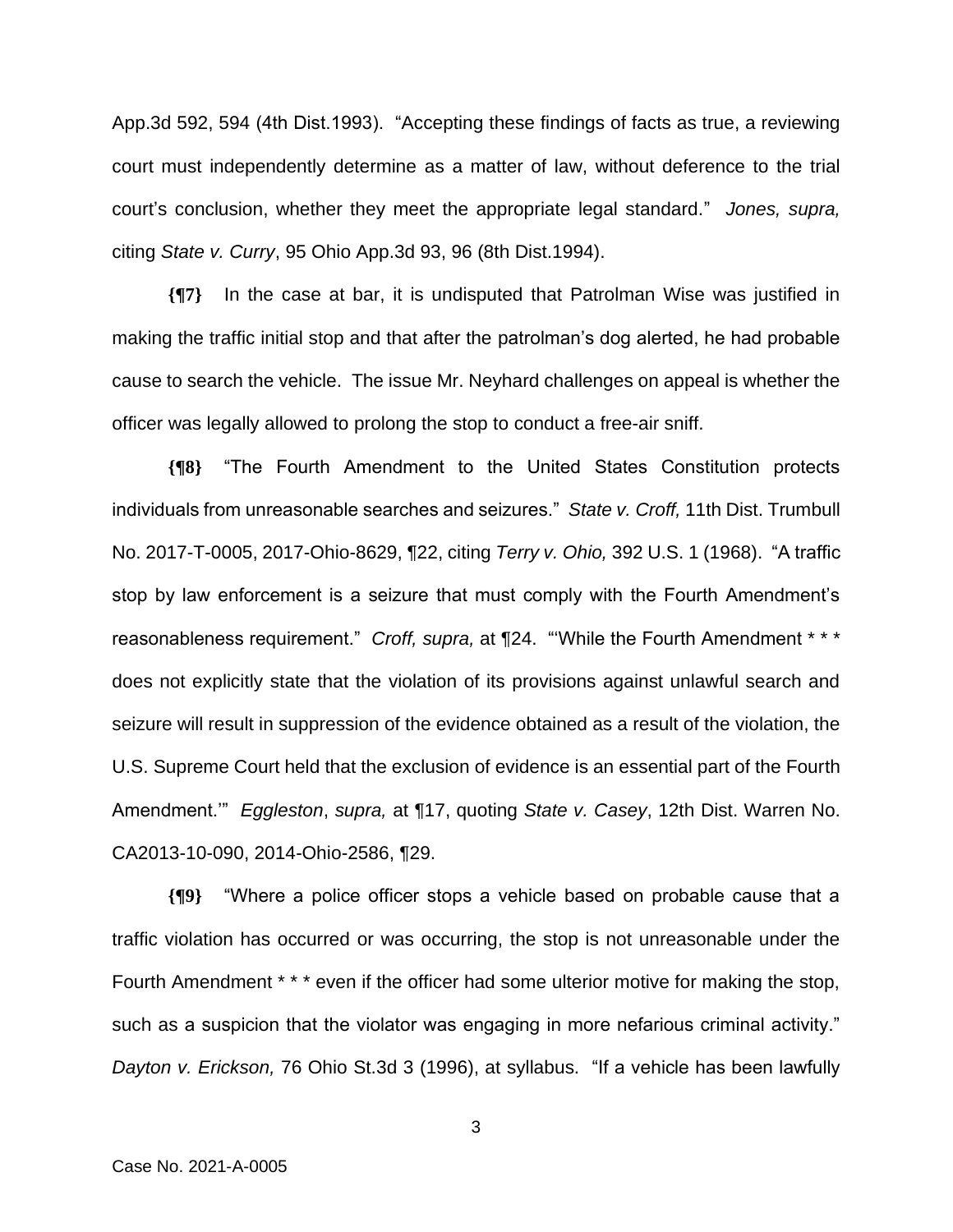App.3d 592, 594 (4th Dist.1993). "Accepting these findings of facts as true, a reviewing court must independently determine as a matter of law, without deference to the trial court's conclusion, whether they meet the appropriate legal standard." *Jones, supra,* citing *State v. Curry*, 95 Ohio App.3d 93, 96 (8th Dist.1994).

**{¶7}** In the case at bar, it is undisputed that Patrolman Wise was justified in making the traffic initial stop and that after the patrolman's dog alerted, he had probable cause to search the vehicle. The issue Mr. Neyhard challenges on appeal is whether the officer was legally allowed to prolong the stop to conduct a free-air sniff.

**{¶8}** "The Fourth Amendment to the United States Constitution protects individuals from unreasonable searches and seizures." *State v. Croff,* 11th Dist. Trumbull No. 2017-T-0005, 2017-Ohio-8629, ¶22, citing *Terry v. Ohio,* 392 U.S. 1 (1968). "A traffic stop by law enforcement is a seizure that must comply with the Fourth Amendment's reasonableness requirement." *Croff, supra,* at ¶24. "'While the Fourth Amendment * * * does not explicitly state that the violation of its provisions against unlawful search and seizure will result in suppression of the evidence obtained as a result of the violation, the U.S. Supreme Court held that the exclusion of evidence is an essential part of the Fourth Amendment.'" *Eggleston*, *supra,* at ¶17, quoting *State v. Casey*, 12th Dist. Warren No. CA2013-10-090, 2014-Ohio-2586, ¶29.

**{¶9}** "Where a police officer stops a vehicle based on probable cause that a traffic violation has occurred or was occurring, the stop is not unreasonable under the Fourth Amendment * * * even if the officer had some ulterior motive for making the stop, such as a suspicion that the violator was engaging in more nefarious criminal activity." *Dayton v. Erickson,* 76 Ohio St.3d 3 (1996), at syllabus. "If a vehicle has been lawfully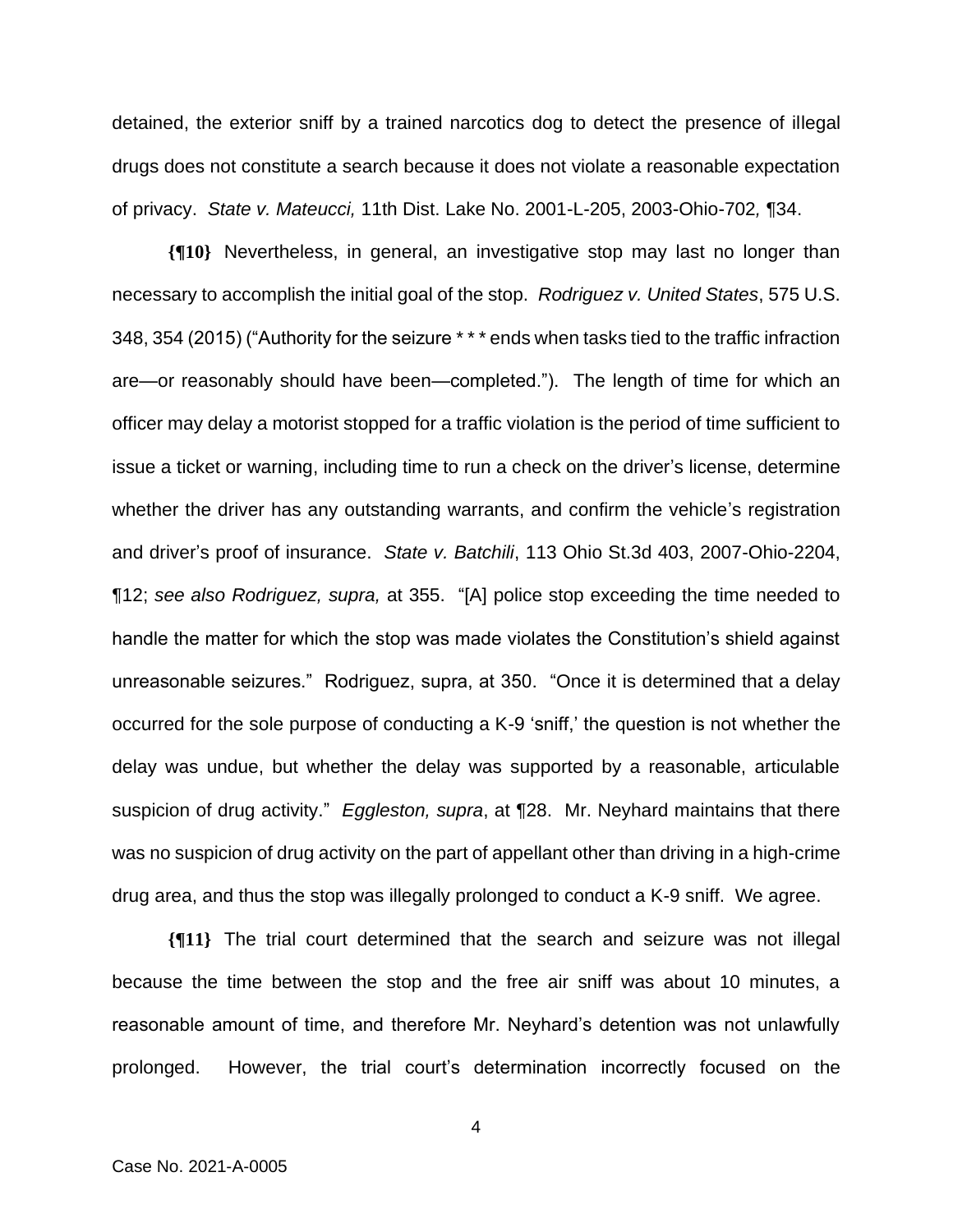detained, the exterior sniff by a trained narcotics dog to detect the presence of illegal drugs does not constitute a search because it does not violate a reasonable expectation of privacy. *State v. Mateucci,* 11th Dist. Lake No. 2001-L-205, 2003-Ohio-702*,* ¶34.

**{¶10}** Nevertheless, in general, an investigative stop may last no longer than necessary to accomplish the initial goal of the stop. *Rodriguez v. United States*, 575 U.S. 348, 354 (2015) ("Authority for the seizure * * * ends when tasks tied to the traffic infraction are—or reasonably should have been—completed."). The length of time for which an officer may delay a motorist stopped for a traffic violation is the period of time sufficient to issue a ticket or warning, including time to run a check on the driver's license, determine whether the driver has any outstanding warrants, and confirm the vehicle's registration and driver's proof of insurance. *State v. Batchili*, 113 Ohio St.3d 403, 2007-Ohio-2204, ¶12; *see also Rodriguez, supra,* at 355. "[A] police stop exceeding the time needed to handle the matter for which the stop was made violates the Constitution's shield against unreasonable seizures." Rodriguez, supra, at 350. "Once it is determined that a delay occurred for the sole purpose of conducting a K-9 'sniff,' the question is not whether the delay was undue, but whether the delay was supported by a reasonable, articulable suspicion of drug activity." *Eggleston, supra*, at ¶28. Mr. Neyhard maintains that there was no suspicion of drug activity on the part of appellant other than driving in a high-crime drug area, and thus the stop was illegally prolonged to conduct a K-9 sniff. We agree.

**{¶11}** The trial court determined that the search and seizure was not illegal because the time between the stop and the free air sniff was about 10 minutes, a reasonable amount of time, and therefore Mr. Neyhard's detention was not unlawfully prolonged. However, the trial court's determination incorrectly focused on the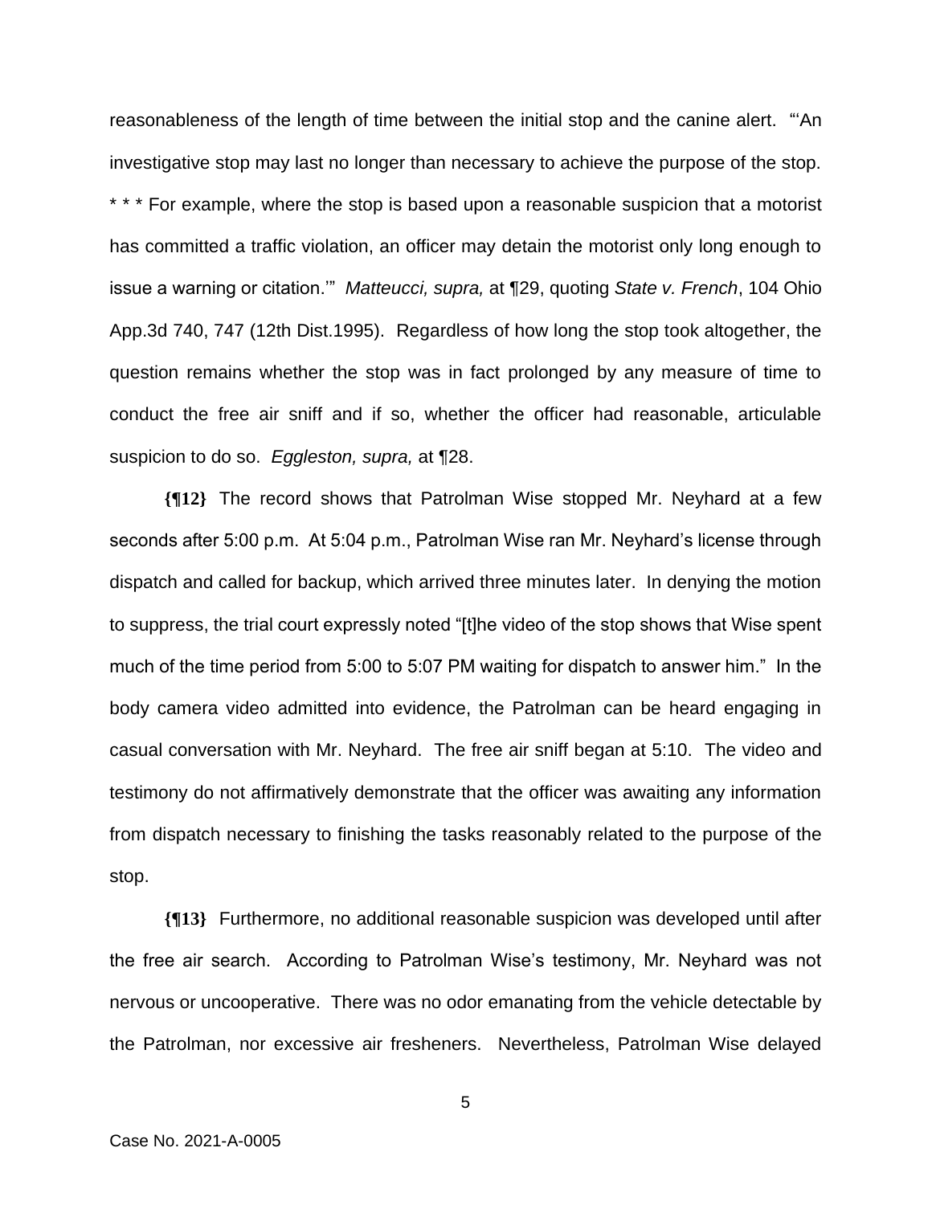reasonableness of the length of time between the initial stop and the canine alert. "'An investigative stop may last no longer than necessary to achieve the purpose of the stop. * * * For example, where the stop is based upon a reasonable suspicion that a motorist has committed a traffic violation, an officer may detain the motorist only long enough to issue a warning or citation.'" *Matteucci, supra,* at ¶29, quoting *State v. French*, 104 Ohio App.3d 740, 747 (12th Dist.1995). Regardless of how long the stop took altogether, the question remains whether the stop was in fact prolonged by any measure of time to conduct the free air sniff and if so, whether the officer had reasonable, articulable suspicion to do so. *Eggleston, supra,* at ¶28.

**{¶12}** The record shows that Patrolman Wise stopped Mr. Neyhard at a few seconds after 5:00 p.m. At 5:04 p.m., Patrolman Wise ran Mr. Neyhard's license through dispatch and called for backup, which arrived three minutes later. In denying the motion to suppress, the trial court expressly noted "[t]he video of the stop shows that Wise spent much of the time period from 5:00 to 5:07 PM waiting for dispatch to answer him." In the body camera video admitted into evidence, the Patrolman can be heard engaging in casual conversation with Mr. Neyhard. The free air sniff began at 5:10. The video and testimony do not affirmatively demonstrate that the officer was awaiting any information from dispatch necessary to finishing the tasks reasonably related to the purpose of the stop.

**{¶13}** Furthermore, no additional reasonable suspicion was developed until after the free air search. According to Patrolman Wise's testimony, Mr. Neyhard was not nervous or uncooperative. There was no odor emanating from the vehicle detectable by the Patrolman, nor excessive air fresheners. Nevertheless, Patrolman Wise delayed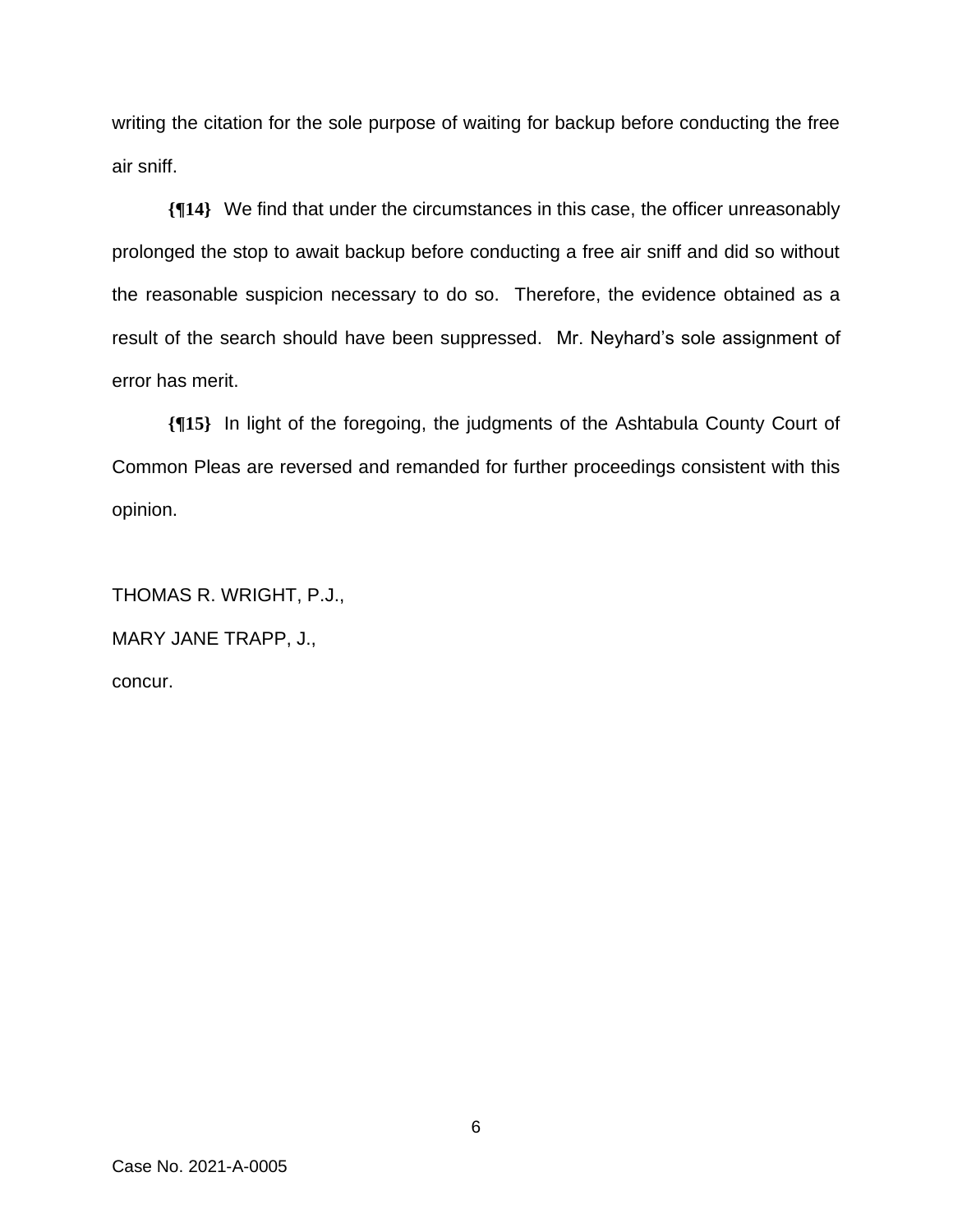writing the citation for the sole purpose of waiting for backup before conducting the free air sniff.

**{¶14}** We find that under the circumstances in this case, the officer unreasonably prolonged the stop to await backup before conducting a free air sniff and did so without the reasonable suspicion necessary to do so. Therefore, the evidence obtained as a result of the search should have been suppressed. Mr. Neyhard's sole assignment of error has merit.

**{¶15}** In light of the foregoing, the judgments of the Ashtabula County Court of Common Pleas are reversed and remanded for further proceedings consistent with this opinion.

THOMAS R. WRIGHT, P.J.,

MARY JANE TRAPP, J.,

concur.